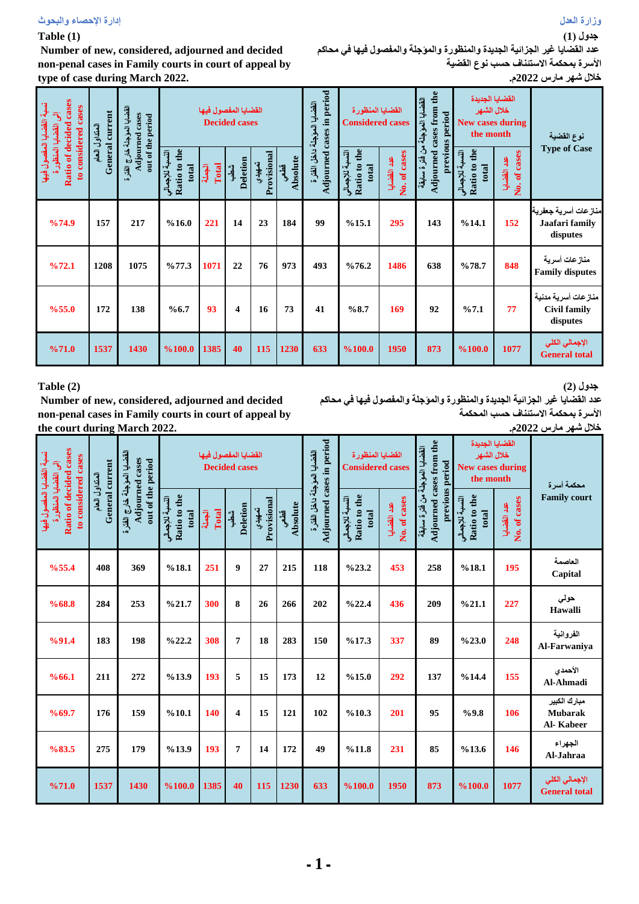وزارة العدل

إدارة الإحصاء والبحوث

**جدول (1)**

**عدد القضايا غير الجزائية الجديدة والمنظورة والمؤجلة والمفصول فيها في محاكم الأسرة بمحكمة الاستئناف حسب نوع القضية خلال شهر مارس 2022م.**

**Table (1)**

**Number of new, considered, adjourned and decided non-penal cases in Family courts in court of appeal by type of case during March 2022.**

| نوع القضية Type of Case | القضايا الجديدة خلال الشهر New cases during the month | | القضايا المؤجلة من فترة سابقة Adjourned cases from the previous period | القضايا المنظورة Considered cases | | القضايا المؤجلة داخل الفترة Adjourned cases in period | القضايا المفصول فيها Decided cases | | | | | القضايا المؤجلة خارج الفترة Adjourned cases out of the period | المتداول العام General current | نسبة القضايا المفصول فيها إلى القضايا المنظورة Ratio of decided cases to considered cases |
|---|---|---|---|---|---|---|---|---|---|---|---|---|---|---|
| | عدد القضايا No. of cases | النسبة للإجمالي Ratio to the total | | عدد القضايا No. of cases | النسبة للإجمالي Ratio to the total | | قطعي Absolute | تمهيدي Provisional | شطب Deletion | الجملة Total | النسبة للإجمالي Ratio to the total | | | |
| منازعات أسرية جعفرية Jaafari family disputes | 152 | %14.1 | 143 | 295 | %15.1 | 99 | 184 | 23 | 14 | 221 | %16.0 | 217 | 157 | %74.9 |
| منازعات أسرية Family disputes | 848 | %78.7 | 638 | 1486 | %76.2 | 493 | 973 | 76 | 22 | 1071 | %77.3 | 1075 | 1208 | %72.1 |
| منازعات أسرية مدنية Civil family disputes | 77 | %7.1 | 92 | 169 | %8.7 | 41 | 73 | 16 | 4 | 93 | %6.7 | 138 | 172 | %55.0 |
| الإجمالي الكلي General total | 1077 | %100.0 | 873 | 1950 | %100.0 | 633 | 1230 | 115 | 40 | 1385 | %100.0 | 1430 | 1537 | %71.0 |

**جدول (2)**

**عدد القضايا غير الجزائية الجديدة والمنظورة والمؤجلة والمفصول فيها في محاكم الأسرة بمحكمة الاستئناف حسب المحكمة خلال شهر مارس 2022م.**

**Table (2)**

**Number of new, considered, adjourned and decided non-penal cases in Family courts in court of appeal by the court during March 2022.**

| محكمة أسرة Family court | القضايا الجديدة خلال الشهر New cases during the month | | القضايا المؤجلة من فترة سابقة Adjourned cases from the previous period | القضايا المنظورة Considered cases | | القضايا المؤجلة داخل الفترة Adjourned cases in period | القضايا المفصول فيها Decided cases | | | | | القضايا المؤجلة خارج الفترة Adjourned cases out of the period | المتداول العام General current | نسبة القضايا المفصول فيها إلى القضايا المنظورة Ratio of decided cases to considered cases |
|---|---|---|---|---|---|---|---|---|---|---|---|---|---|---|
| | عدد القضايا No. of cases | النسبة للإجمالي Ratio to the total | | عدد القضايا No. of cases | النسبة للإجمالي Ratio to the total | | قطعي Absolute | تمهيدي Provisional | شطب Deletion | الجملة Total | النسبة للإجمالي Ratio to the total | | | |
| العاصمة Capital | 195 | %18.1 | 258 | 453 | %23.2 | 118 | 215 | 27 | 9 | 251 | %18.1 | 369 | 408 | %55.4 |
| حولي Hawalli | 227 | %21.1 | 209 | 436 | %22.4 | 202 | 266 | 26 | 8 | 300 | %21.7 | 253 | 284 | %68.8 |
| الفروانية Al-Farwaniya | 248 | %23.0 | 89 | 337 | %17.3 | 150 | 283 | 18 | 7 | 308 | %22.2 | 198 | 183 | %91.4 |
| الأحمدي Al-Ahmadi | 155 | %14.4 | 137 | 292 | %15.0 | 12 | 173 | 15 | 5 | 193 | %13.9 | 272 | 211 | %66.1 |
| مبارك الكبير Mubarak Al- Kabeer | 106 | %9.8 | 95 | 201 | %10.3 | 102 | 121 | 15 | 4 | 140 | %10.1 | 159 | 176 | %69.7 |
| الجهراء Al-Jahraa | 146 | %13.6 | 85 | 231 | %11.8 | 49 | 172 | 14 | 7 | 193 | %13.9 | 179 | 275 | %83.5 |
| الإجمالي الكلي General total | 1077 | %100.0 | 873 | 1950 | %100.0 | 633 | 1230 | 115 | 40 | 1385 | %100.0 | 1430 | 1537 | %71.0 |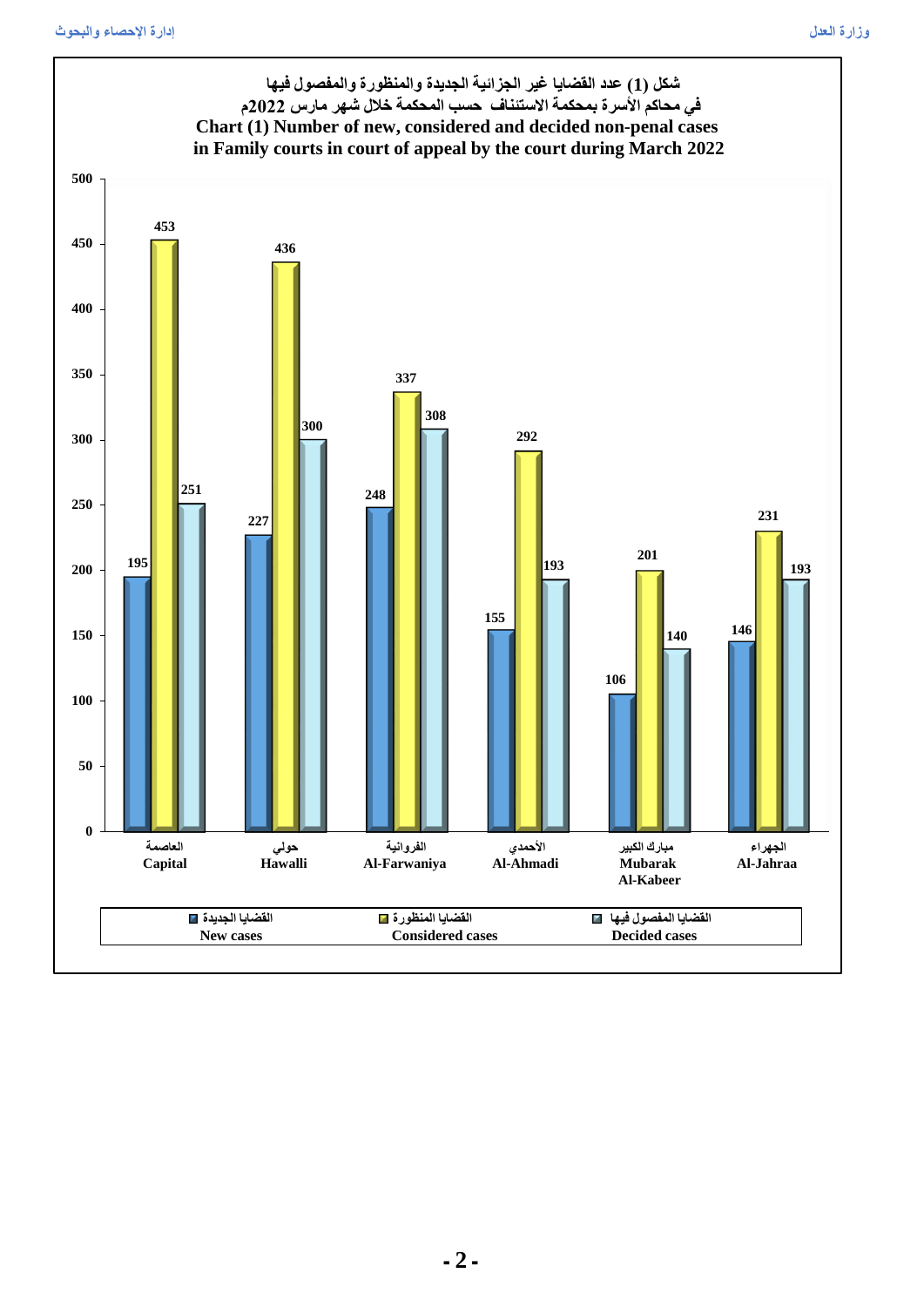**شكل (1) عدد القضايا غير الجزائية الجديدة والمنظورة والمفصول فيها**
**في محاكم الأسرة بمحكمة الاستئناف حسب المحكمة خلال شهر مارس 2022م**

**Chart (1) Number of new, considered and decided non-penal cases in Family courts in court of appeal by the court during March 2022**

| المحكمة / Court | القضايا الجديدة / New cases | القضايا المنظورة / Considered cases | القضايا المفصول فيها / Decided cases |
|---|---|---|---|
| العاصمة / Capital | 195 | 453 | 251 |
| حولي / Hawalli | 227 | 436 | 300 |
| الفروانية / Al-Farwaniya | 248 | 337 | 308 |
| الأحمدي / Al-Ahmadi | 155 | 292 | 193 |
| مبارك الكبير / Mubarak Al-Kabeer | 106 | 201 | 140 |
| الجهراء / Al-Jahraa | 146 | 231 | 193 |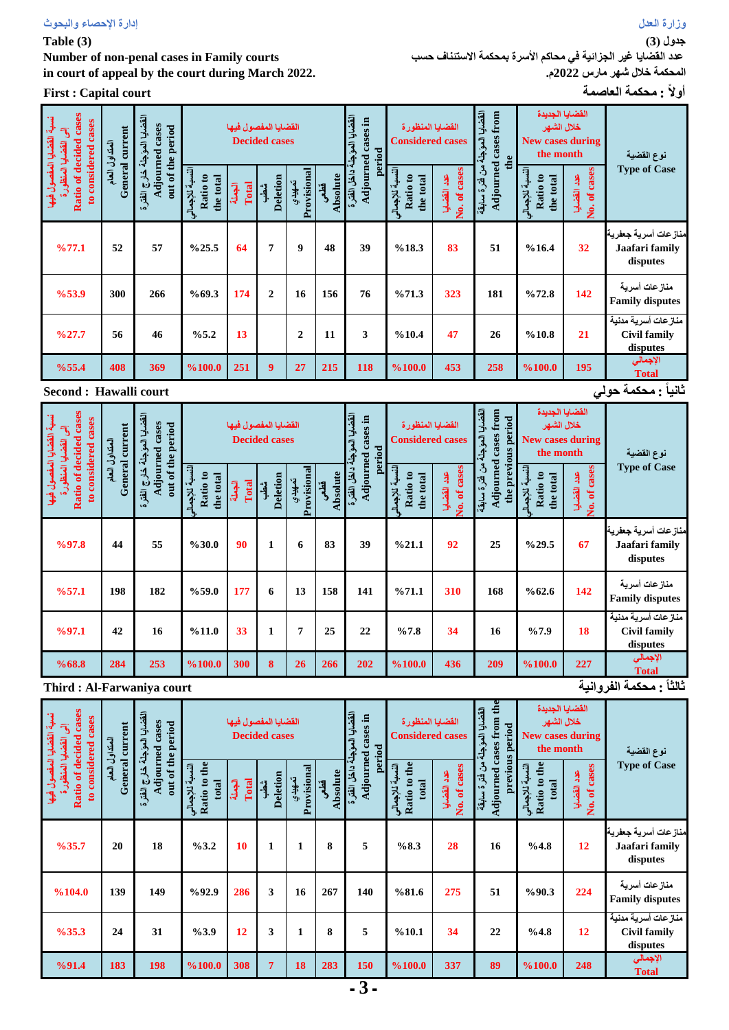إدارة الإحصاء والبحوث

وزارة العدل

**Table (3)**

**Number of non-penal cases in Family courts in court of appeal by the court during March 2022.**

**جدول (3)**

**عدد القضايا غير الجزائية في محاكم الأسرة بمحكمة الاستئناف حسب المحكمة خلال شهر مارس 2022م.**

**First : Capital court** — **أولاً : محكمة العاصمة**

| نسبة القضايا المفصول فيها إلى القضايا المنظورة Ratio of decided cases to considered cases | المتداول العام General current | القضايا الموجلة خارج الفترة Adjourned cases out of the period | القضايا المفصول فيها Decided cases | | | | | القضايا الموجلة داخل الفترة Adjourned cases in period | القضايا المنظورة Considered cases | | القضايا المؤجلة من فترة سابقة Adjourned cases from the | القضايا الجديدة خلال الشهر New cases during the month | | نوع القضية Type of Case |
|---|---|---|---|---|---|---|---|---|---|---|---|---|---|---|
| | | | النسبة للإجمالي Ratio to the total | الجملة Total | شطب Deletion | تمهيدي Provisional | قطعي Absolute | | النسبة للإجمالي Ratio to the total | عدد القضايا No. of cases | | النسبة للإجمالي Ratio to the total | عدد القضايا No. of cases | |
| %77.1 | 52 | 57 | %25.5 | 64 | 7 | 9 | 48 | 39 | %18.3 | 83 | 51 | %16.4 | 32 | منازعات أسرية جعفرية Jaafari family disputes |
| %53.9 | 300 | 266 | %69.3 | 174 | 2 | 16 | 156 | 76 | %71.3 | 323 | 181 | %72.8 | 142 | منازعات أسرية Family disputes |
| %27.7 | 56 | 46 | %5.2 | 13 | | 2 | 11 | 3 | %10.4 | 47 | 26 | %10.8 | 21 | منازعات أسرية مدنية Civil family disputes |
| %55.4 | 408 | 369 | %100.0 | 251 | 9 | 27 | 215 | 118 | %100.0 | 453 | 258 | %100.0 | 195 | الإجمالي Total |

**Second : Hawalli court** — **ثانياً : محكمة حولي**

| نسبة القضايا المفصول فيها إلى القضايا المنظورة Ratio of decided cases to considered cases | المتداول العام General current | القضايا الموجلة خارج الفترة Adjourned cases out of the period | القضايا المفصول فيها Decided cases | | | | | القضايا الموجلة داخل الفترة Adjourned cases in period | القضايا المنظورة Considered cases | | القضايا المؤجلة من فترة سابقة Adjourned cases from the previous period | القضايا الجديدة خلال الشهر New cases during the month | | نوع القضية Type of Case |
|---|---|---|---|---|---|---|---|---|---|---|---|---|---|---|
| | | | النسبة للإجمالي Ratio to the total | الجملة Total | شطب Deletion | تمهيدي Provisional | قطعي Absolute | | النسبة للإجمالي Ratio to the total | عدد القضايا No. of cases | | النسبة للإجمالي Ratio to the total | عدد القضايا No. of cases | |
| %97.8 | 44 | 55 | %30.0 | 90 | 1 | 6 | 83 | 39 | %21.1 | 92 | 25 | %29.5 | 67 | منازعات أسرية جعفرية Jaafari family disputes |
| %57.1 | 198 | 182 | %59.0 | 177 | 6 | 13 | 158 | 141 | %71.1 | 310 | 168 | %62.6 | 142 | منازعات أسرية Family disputes |
| %97.1 | 42 | 16 | %11.0 | 33 | 1 | 7 | 25 | 22 | %7.8 | 34 | 16 | %7.9 | 18 | منازعات أسرية مدنية Civil family disputes |
| %68.8 | 284 | 253 | %100.0 | 300 | 8 | 26 | 266 | 202 | %100.0 | 436 | 209 | %100.0 | 227 | الإجمالي Total |

**Third : Al-Farwaniya court** — **ثالثاً : محكمة الفروانية**

| نسبة القضايا المفصول فيها إلى القضايا المنظورة Ratio of decided cases to considered cases | المتداول العام General current | القضايا الموجلة خارج الفترة Adjourned cases out of the period | القضايا المفصول فيها Decided cases | | | | | القضايا الموجلة داخل الفترة Adjourned cases in period | القضايا المنظورة Considered cases | | القضايا المؤجلة من فترة سابقة Adjourned cases from the previous period | القضايا الجديدة خلال الشهر New cases during the month | | نوع القضية Type of Case |
|---|---|---|---|---|---|---|---|---|---|---|---|---|---|---|
| | | | النسبة للإجمالي Ratio to the total | الجملة Total | شطب Deletion | تمهيدي Provisional | قطعي Absolute | | النسبة للإجمالي Ratio to the total | عدد القضايا No. of cases | | النسبة للإجمالي Ratio to the total | عدد القضايا No. of cases | |
| %35.7 | 20 | 18 | %3.2 | 10 | 1 | 1 | 8 | 5 | %8.3 | 28 | 16 | %4.8 | 12 | منازعات أسرية جعفرية Jaafari family disputes |
| %104.0 | 139 | 149 | %92.9 | 286 | 3 | 16 | 267 | 140 | %81.6 | 275 | 51 | %90.3 | 224 | منازعات أسرية Family disputes |
| %35.3 | 24 | 31 | %3.9 | 12 | 3 | 1 | 8 | 5 | %10.1 | 34 | 22 | %4.8 | 12 | منازعات أسرية مدنية Civil family disputes |
| %91.4 | 183 | 198 | %100.0 | 308 | 7 | 18 | 283 | 150 | %100.0 | 337 | 89 | %100.0 | 248 | الإجمالي Total |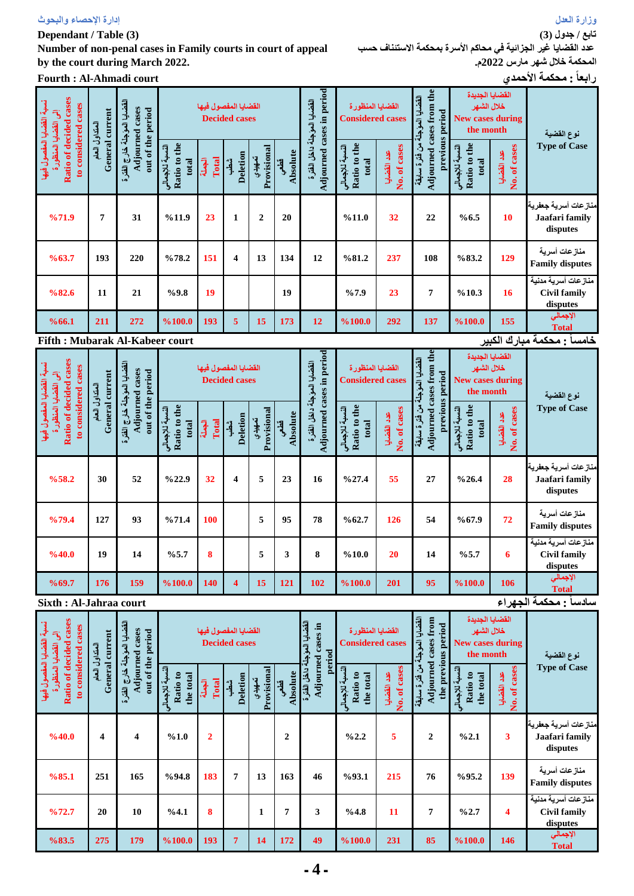إدارة الإحصاء والبحوث

وزارة العدل

**Dependant / Table (3)**

**Number of non-penal cases in Family courts in court of appeal by the court during March 2022.**

**تابع / جدول (3)**

**عدد القضايا غير الجزائية في محاكم الأسرة بمحكمة الاستئناف حسب المحكمة خلال شهر مارس 2022م.**

## Fourth : Al-Ahmadi court — رابعاً : محكمة الأحمدي

| نسبة القضايا المفصول فيها إلى القضايا المنظورة Ratio of decided cases to considered cases | المتداول العام General current | القضايا المؤجلة خارج الفترة Adjourned cases out of the period | القضايا المفصول فيها Decided cases | | | | | القضايا المؤجلة داخل الفترة Adjourned cases in period | القضايا المنظورة Considered cases | | القضايا المؤجلة من فترة سابقة Adjourned cases from the previous period | القضايا الجديدة خلال الشهر New cases during the month | | نوع القضية Type of Case |
|---|---|---|---|---|---|---|---|---|---|---|---|---|---|---|
| | | | النسبة للإجمالي Ratio to the total | الجملة Total | شطب Deletion | تمهيدي Provisional | قطعي Absolute | | النسبة للإجمالي Ratio to the total | عدد القضايا No. of cases | | النسبة للإجمالي Ratio to the total | عدد القضايا No. of cases | |
| %71.9 | 7 | 31 | %11.9 | 23 | 1 | 2 | 20 | | %11.0 | 32 | 22 | %6.5 | 10 | منازعات أسرية جعفرية Jaafari family disputes |
| %63.7 | 193 | 220 | %78.2 | 151 | 4 | 13 | 134 | 12 | %81.2 | 237 | 108 | %83.2 | 129 | منازعات أسرية Family disputes |
| %82.6 | 11 | 21 | %9.8 | 19 | | | 19 | | %7.9 | 23 | 7 | %10.3 | 16 | منازعات أسرية مدنية Civil family disputes |
| %66.1 | 211 | 272 | %100.0 | 193 | 5 | 15 | 173 | 12 | %100.0 | 292 | 137 | %100.0 | 155 | الإجمالي Total |

## Fifth : Mubarak Al-Kabeer court — خامساً : محكمة مبارك الكبير

| نسبة القضايا المفصول فيها إلى القضايا المنظورة Ratio of decided cases to considered cases | المتداول العام General current | القضايا المؤجلة خارج الفترة Adjourned cases out of the period | القضايا المفصول فيها Decided cases | | | | | القضايا المؤجلة داخل الفترة Adjourned cases in period | القضايا المنظورة Considered cases | | القضايا المؤجلة من فترة سابقة Adjourned cases from the previous period | القضايا الجديدة خلال الشهر New cases during the month | | نوع القضية Type of Case |
|---|---|---|---|---|---|---|---|---|---|---|---|---|---|---|
| | | | النسبة للإجمالي Ratio to the total | الجملة Total | شطب Deletion | تمهيدي Provisional | قطعي Absolute | | النسبة للإجمالي Ratio to the total | عدد القضايا No. of cases | | النسبة للإجمالي Ratio to the total | عدد القضايا No. of cases | |
| %58.2 | 30 | 52 | %22.9 | 32 | 4 | 5 | 23 | 16 | %27.4 | 55 | 27 | %26.4 | 28 | منازعات أسرية جعفرية Jaafari family disputes |
| %79.4 | 127 | 93 | %71.4 | 100 | | 5 | 95 | 78 | %62.7 | 126 | 54 | %67.9 | 72 | منازعات أسرية Family disputes |
| %40.0 | 19 | 14 | %5.7 | 8 | | 5 | 3 | 8 | %10.0 | 20 | 14 | %5.7 | 6 | منازعات أسرية مدنية Civil family disputes |
| %69.7 | 176 | 159 | %100.0 | 140 | 4 | 15 | 121 | 102 | %100.0 | 201 | 95 | %100.0 | 106 | الإجمالي Total |

## Sixth : Al-Jahraa court — سادساً : محكمة الجهراء

| نسبة القضايا المفصول فيها إلى القضايا المنظورة Ratio of decided cases to considered cases | المتداول العام General current | القضايا المؤجلة خارج الفترة Adjourned cases out of the period | القضايا المفصول فيها Decided cases | | | | | القضايا المؤجلة داخل الفترة Adjourned cases in period | القضايا المنظورة Considered cases | | القضايا المؤجلة من فترة سابقة Adjourned cases from the previous period | القضايا الجديدة خلال الشهر New cases during the month | | نوع القضية Type of Case |
|---|---|---|---|---|---|---|---|---|---|---|---|---|---|---|
| | | | النسبة للإجمالي Ratio to the total | الجملة Total | شطب Deletion | تمهيدي Provisional | قطعي Absolute | | النسبة للإجمالي Ratio to the total | عدد القضايا No. of cases | | النسبة للإجمالي Ratio to the total | عدد القضايا No. of cases | |
| %40.0 | 4 | 4 | %1.0 | 2 | | | 2 | | %2.2 | 5 | 2 | %2.1 | 3 | منازعات أسرية جعفرية Jaafari family disputes |
| %85.1 | 251 | 165 | %94.8 | 183 | 7 | 13 | 163 | 46 | %93.1 | 215 | 76 | %95.2 | 139 | منازعات أسرية Family disputes |
| %72.7 | 20 | 10 | %4.1 | 8 | | 1 | 7 | 3 | %4.8 | 11 | 7 | %2.7 | 4 | منازعات أسرية مدنية Civil family disputes |
| %83.5 | 275 | 179 | %100.0 | 193 | 7 | 14 | 172 | 49 | %100.0 | 231 | 85 | %100.0 | 146 | الإجمالي Total |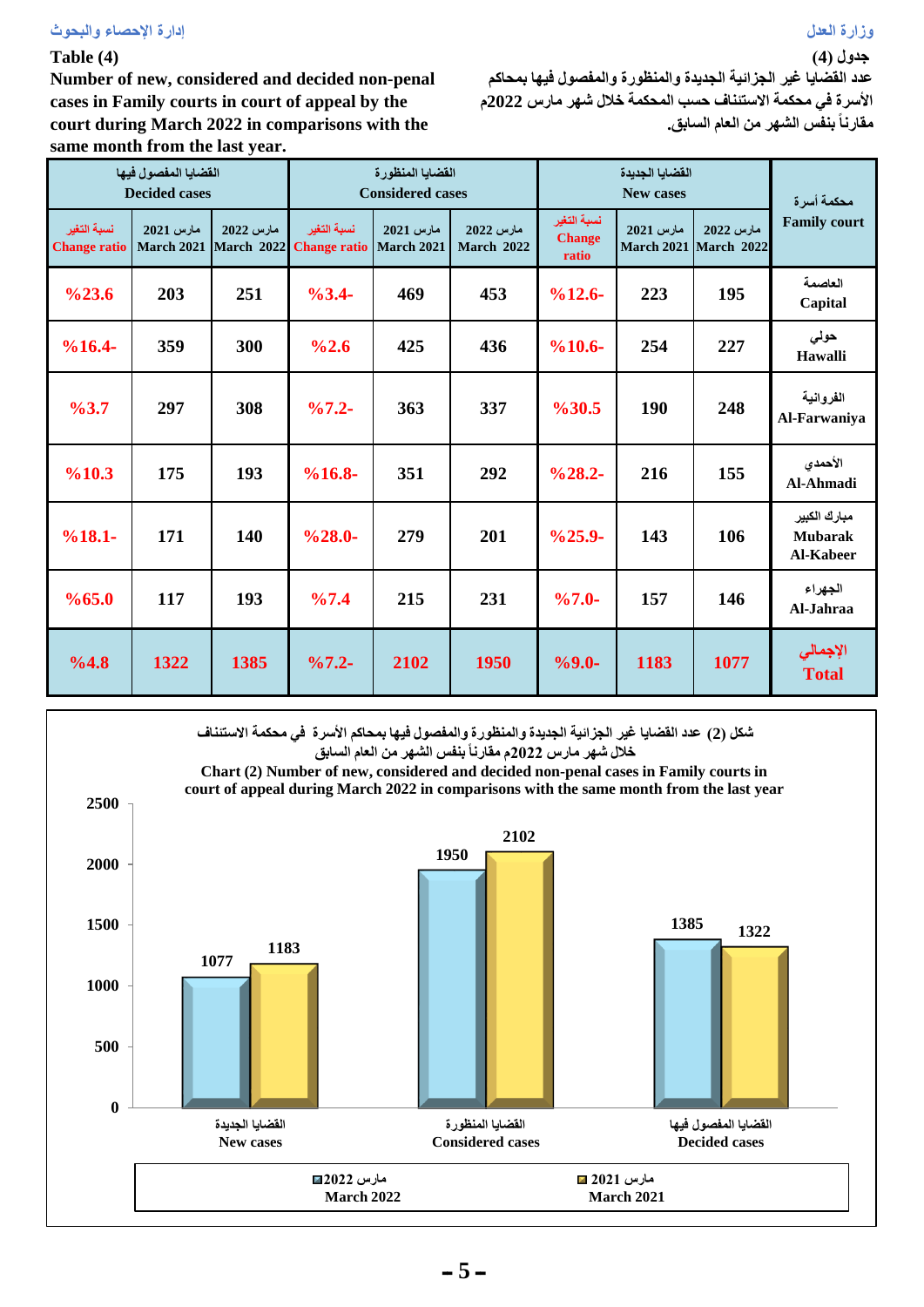وزارة العدل

إدارة الإحصاء والبحوث

**جدول (4)**

**عدد القضايا غير الجزائية الجديدة والمنظورة والمفصول فيها بمحاكم الأسرة في محكمة الاستئناف حسب المحكمة خلال شهر مارس 2022م مقارناً بنفس الشهر من العام السابق.**

**Table (4)**

**Number of new, considered and decided non-penal cases in Family courts in court of appeal by the court during March 2022 in comparisons with the same month from the last year.**

| القضايا المفصول فيها Decided cases | | | القضايا المنظورة Considered cases | | | القضايا الجديدة New cases | | | محكمة أسرة Family court |
|---|---|---|---|---|---|---|---|---|---|
| نسبة التغير Change ratio | مارس 2021 March 2021 | مارس 2022 March 2022 | نسبة التغير Change ratio | مارس 2021 March 2021 | مارس 2022 March 2022 | نسبة التغير Change ratio | مارس 2021 March 2021 | مارس 2022 March 2022 | |
| %23.6 | 203 | 251 | %3.4- | 469 | 453 | %12.6- | 223 | 195 | العاصمة Capital |
| %16.4- | 359 | 300 | %2.6 | 425 | 436 | %10.6- | 254 | 227 | حولي Hawalli |
| %3.7 | 297 | 308 | %7.2- | 363 | 337 | %30.5 | 190 | 248 | الفروانية Al-Farwaniya |
| %10.3 | 175 | 193 | %16.8- | 351 | 292 | %28.2- | 216 | 155 | الأحمدي Al-Ahmadi |
| %18.1- | 171 | 140 | %28.0- | 279 | 201 | %25.9- | 143 | 106 | مبارك الكبير Mubarak Al-Kabeer |
| %65.0 | 117 | 193 | %7.4 | 215 | 231 | %7.0- | 157 | 146 | الجهراء Al-Jahraa |
| %4.8 | 1322 | 1385 | %7.2- | 2102 | 1950 | %9.0- | 1183 | 1077 | الإجمالي Total |

**شكل (2) عدد القضايا غير الجزائية الجديدة والمنظورة والمفصول فيها بمحاكم الأسرة في محكمة الاستئناف خلال شهر مارس 2022م مقارناً بنفس الشهر من العام السابق**

**Chart (2) Number of new, considered and decided non-penal cases in Family courts in court of appeal during March 2022 in comparisons with the same month from the last year**

| | القضايا الجديدة New cases | القضايا المنظورة Considered cases | القضايا المفصول فيها Decided cases |
|---|---|---|---|
| مارس 2022 March 2022 | 1077 | 1950 | 1385 |
| مارس 2021 March 2021 | 1183 | 2102 | 1322 |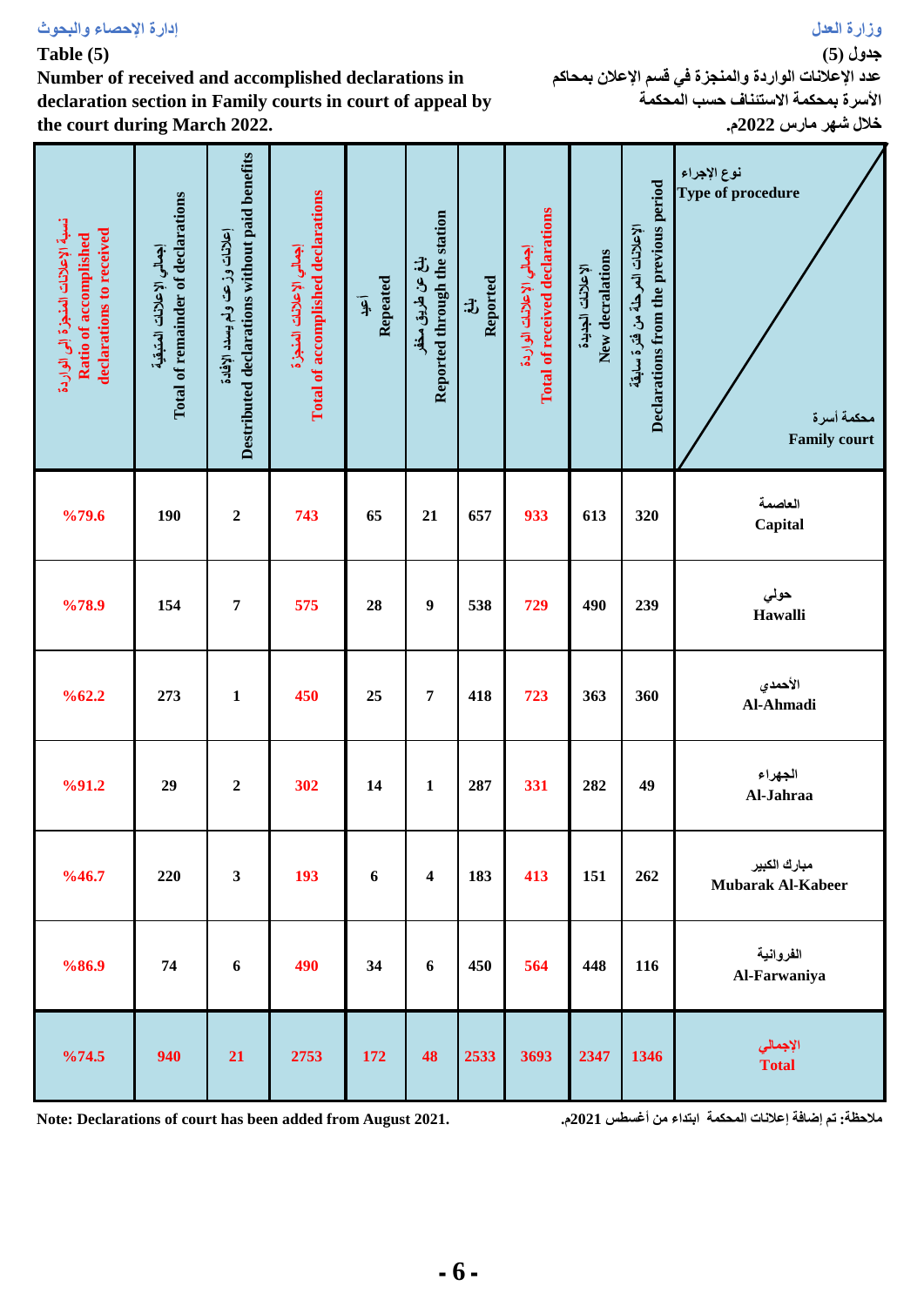إدارة الإحصاء والبحوث

وزارة العدل

**Table (5)**

**Number of received and accomplished declarations in declaration section in Family courts in court of appeal by the court during March 2022.**

**جدول (5)**

**عدد الإعلانات الواردة والمنجزة في قسم الإعلان بمحاكم الأسرة بمحكمة الاستئناف حسب المحكمة خلال شهر مارس 2022م.**

| نوع الإجراء Type of procedure / محكمة أسرة Family court | الإعلانات المرحلة من فترة سابقة Declarations from the previous period | الإعلانات الجديدة New decralations | إجمالي الإعلانات الواردة Total of received declarations | بلغ Reported | بلغ عن طريق مخفر Reported through the station | أعيد Repeated | إجمالي الإعلانات المنجزة Total of accomplished declarations | إعلانات وزعت ولم يسدد الإفادة Destributed declarations without paid benefits | إجمالي الإعلانات المتبقية Total of remainder of declarations | نسبة الإعلانات المنجزة إلى الواردة Ratio of accomplished declarations to received |
|---|---|---|---|---|---|---|---|---|---|---|
| العاصمة Capital | 320 | 613 | 933 | 657 | 21 | 65 | 743 | 2 | 190 | %79.6 |
| حولي Hawalli | 239 | 490 | 729 | 538 | 9 | 28 | 575 | 7 | 154 | %78.9 |
| الأحمدي Al-Ahmadi | 360 | 363 | 723 | 418 | 7 | 25 | 450 | 1 | 273 | %62.2 |
| الجهراء Al-Jahraa | 49 | 282 | 331 | 287 | 1 | 14 | 302 | 2 | 29 | %91.2 |
| مبارك الكبير Mubarak Al-Kabeer | 262 | 151 | 413 | 183 | 4 | 6 | 193 | 3 | 220 | %46.7 |
| الفروانية Al-Farwaniya | 116 | 448 | 564 | 450 | 6 | 34 | 490 | 6 | 74 | %86.9 |
| الإجمالي Total | 1346 | 2347 | 3693 | 2533 | 48 | 172 | 2753 | 21 | 940 | %74.5 |

**Note: Declarations of court has been added from August 2021.**

**ملاحظة: تم إضافة إعلانات المحكمة ابتداء من أغسطس 2021م.**